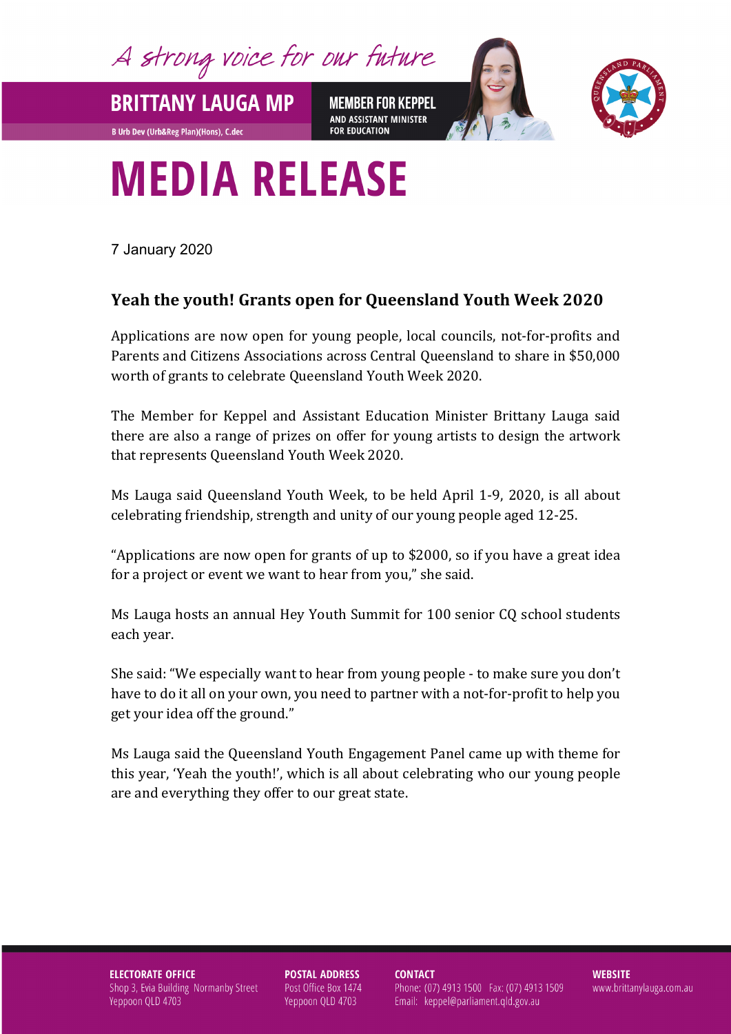A strong voice for our future

**BRITTANY LAUGA MP**

B Urb Dev (Urb&Reg Plan)(Hons), C.dec

**MEMBER FOR KEPPEL**
AND ASSISTANT MINISTER FOR EDUCATION

# MEDIA RELEASE

7 January 2020

## Yeah the youth! Grants open for Queensland Youth Week 2020

Applications are now open for young people, local councils, not-for-profits and Parents and Citizens Associations across Central Queensland to share in $50,000 worth of grants to celebrate Queensland Youth Week 2020.

The Member for Keppel and Assistant Education Minister Brittany Lauga said there are also a range of prizes on offer for young artists to design the artwork that represents Queensland Youth Week 2020.

Ms Lauga said Queensland Youth Week, to be held April 1-9, 2020, is all about celebrating friendship, strength and unity of our young people aged 12-25.

"Applications are now open for grants of up to $2000, so if you have a great idea for a project or event we want to hear from you," she said.

Ms Lauga hosts an annual Hey Youth Summit for 100 senior CQ school students each year.

She said: "We especially want to hear from young people - to make sure you don't have to do it all on your own, you need to partner with a not-for-profit to help you get your idea off the ground."

Ms Lauga said the Queensland Youth Engagement Panel came up with theme for this year, 'Yeah the youth!', which is all about celebrating who our young people are and everything they offer to our great state.

**ELECTORATE OFFICE**
Shop 3, Evia Building Normanby Street
Yeppoon QLD 4703

**POSTAL ADDRESS**
Post Office Box 1474
Yeppoon QLD 4703

**CONTACT**
Phone: (07) 4913 1500 Fax: (07) 4913 1509
Email: keppel@parliament.qld.gov.au

**WEBSITE**
www.brittanylauga.com.au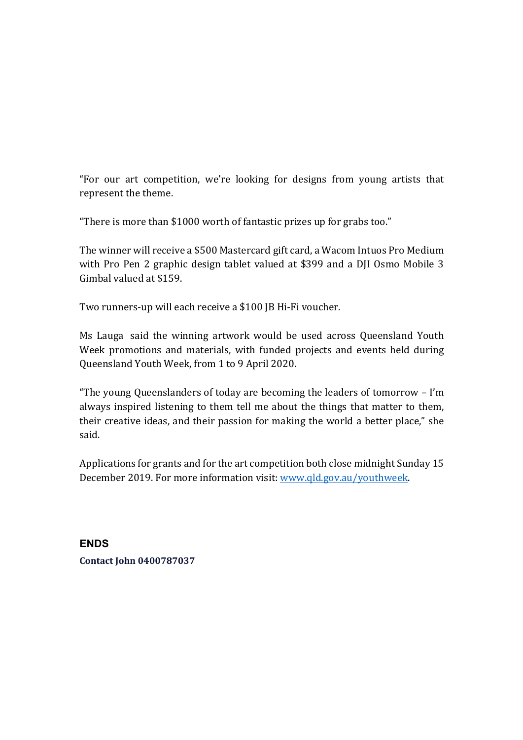"For our art competition, we're looking for designs from young artists that represent the theme.

"There is more than $1000 worth of fantastic prizes up for grabs too."

The winner will receive a $500 Mastercard gift card, a Wacom Intuos Pro Medium with Pro Pen 2 graphic design tablet valued at $399 and a DJI Osmo Mobile 3 Gimbal valued at $159.

Two runners-up will each receive a $100 JB Hi-Fi voucher.

Ms Lauga said the winning artwork would be used across Queensland Youth Week promotions and materials, with funded projects and events held during Queensland Youth Week, from 1 to 9 April 2020.

"The young Queenslanders of today are becoming the leaders of tomorrow – I'm always inspired listening to them tell me about the things that matter to them, their creative ideas, and their passion for making the world a better place," she said.

Applications for grants and for the art competition both close midnight Sunday 15 December 2019. For more information visit: [www.qld.gov.au/youthweek](http://www.qld.gov.au/youthweek).

**ENDS**

**Contact John 0400787037**